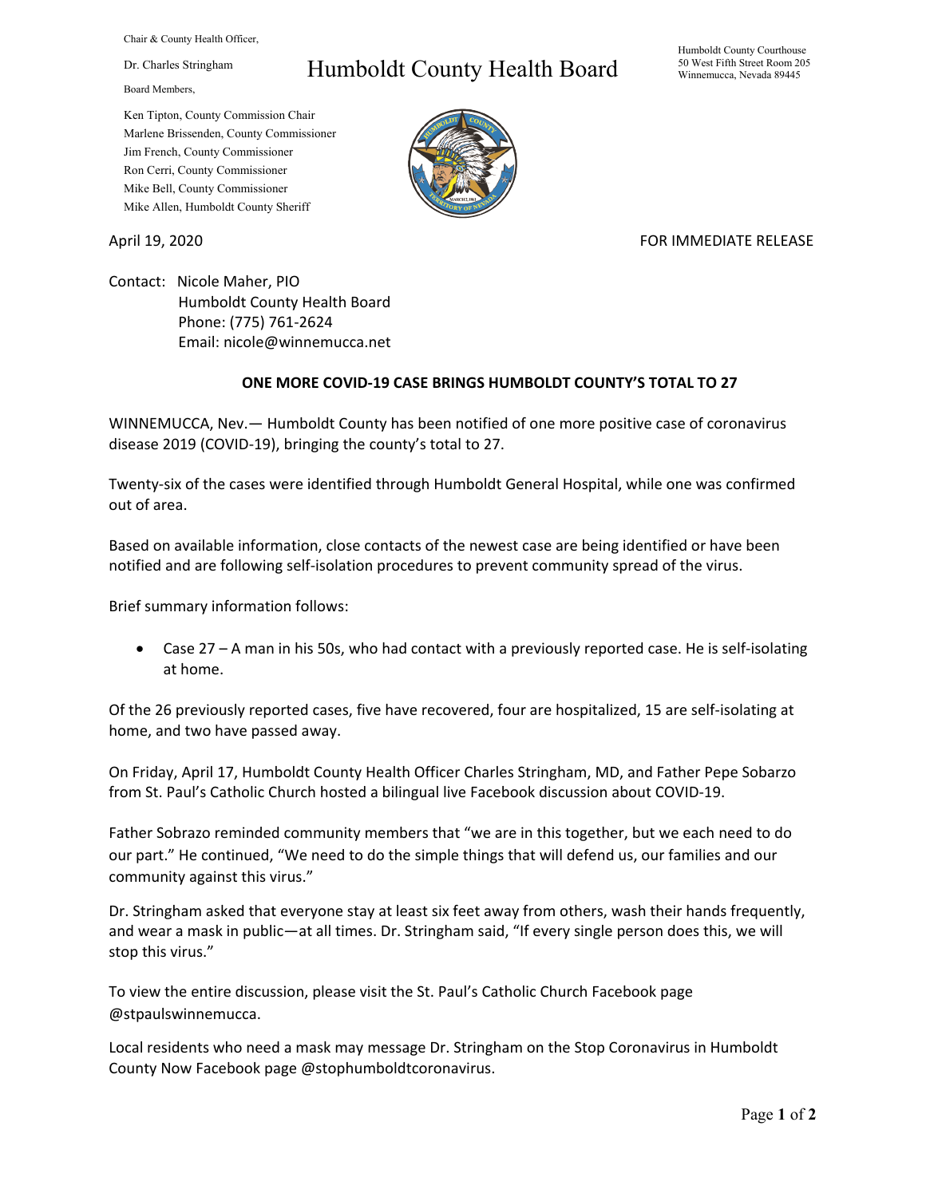Chair & County Health Officer,

Dr. Charles Stringham

Board Members,

Ken Tipton, County Commission Chair
Marlene Brissenden, County Commissioner
Jim French, County Commissioner
Ron Cerri, County Commissioner
Mike Bell, County Commissioner
Mike Allen, Humboldt County Sheriff

# Humboldt County Health Board

Humboldt County Courthouse
50 West Fifth Street Room 205
Winnemucca, Nevada 89445

April 19, 2020

FOR IMMEDIATE RELEASE

Contact: Nicole Maher, PIO
Humboldt County Health Board
Phone: (775) 761-2624
Email: nicole@winnemucca.net

**ONE MORE COVID-19 CASE BRINGS HUMBOLDT COUNTY'S TOTAL TO 27**

WINNEMUCCA, Nev.— Humboldt County has been notified of one more positive case of coronavirus disease 2019 (COVID-19), bringing the county's total to 27.

Twenty-six of the cases were identified through Humboldt General Hospital, while one was confirmed out of area.

Based on available information, close contacts of the newest case are being identified or have been notified and are following self-isolation procedures to prevent community spread of the virus.

Brief summary information follows:

- Case 27 – A man in his 50s, who had contact with a previously reported case. He is self-isolating at home.

Of the 26 previously reported cases, five have recovered, four are hospitalized, 15 are self-isolating at home, and two have passed away.

On Friday, April 17, Humboldt County Health Officer Charles Stringham, MD, and Father Pepe Sobarzo from St. Paul's Catholic Church hosted a bilingual live Facebook discussion about COVID-19.

Father Sobrazo reminded community members that "we are in this together, but we each need to do our part." He continued, "We need to do the simple things that will defend us, our families and our community against this virus."

Dr. Stringham asked that everyone stay at least six feet away from others, wash their hands frequently, and wear a mask in public—at all times. Dr. Stringham said, "If every single person does this, we will stop this virus."

To view the entire discussion, please visit the St. Paul's Catholic Church Facebook page @stpaulswinnemucca.

Local residents who need a mask may message Dr. Stringham on the Stop Coronavirus in Humboldt County Now Facebook page @stophumboldtcoronavirus.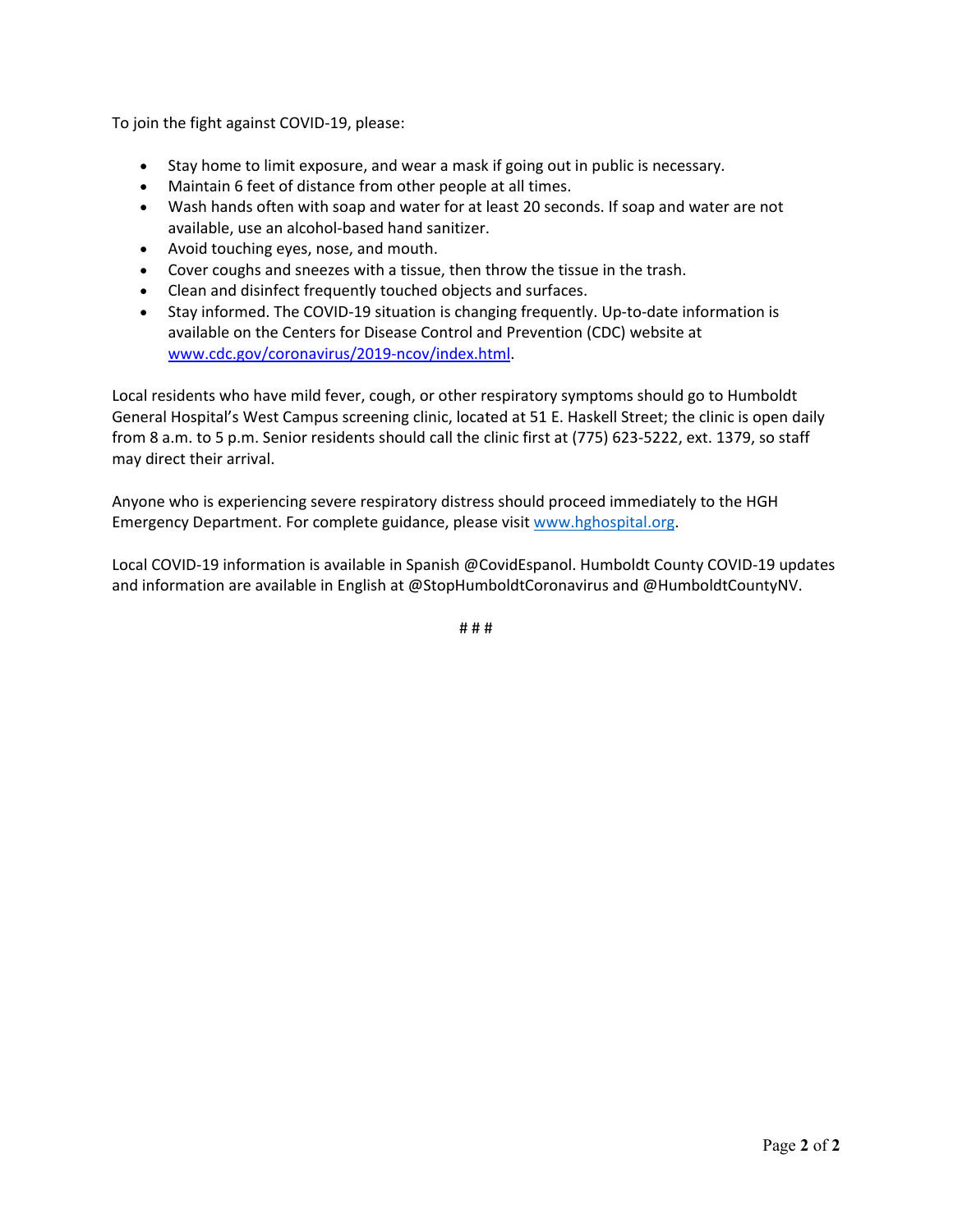To join the fight against COVID-19, please:

- Stay home to limit exposure, and wear a mask if going out in public is necessary.
- Maintain 6 feet of distance from other people at all times.
- Wash hands often with soap and water for at least 20 seconds. If soap and water are not available, use an alcohol-based hand sanitizer.
- Avoid touching eyes, nose, and mouth.
- Cover coughs and sneezes with a tissue, then throw the tissue in the trash.
- Clean and disinfect frequently touched objects and surfaces.
- Stay informed. The COVID-19 situation is changing frequently. Up-to-date information is available on the Centers for Disease Control and Prevention (CDC) website at [www.cdc.gov/coronavirus/2019-ncov/index.html](www.cdc.gov/coronavirus/2019-ncov/index.html).

Local residents who have mild fever, cough, or other respiratory symptoms should go to Humboldt General Hospital's West Campus screening clinic, located at 51 E. Haskell Street; the clinic is open daily from 8 a.m. to 5 p.m. Senior residents should call the clinic first at (775) 623-5222, ext. 1379, so staff may direct their arrival.

Anyone who is experiencing severe respiratory distress should proceed immediately to the HGH Emergency Department. For complete guidance, please visit [www.hghospital.org](www.hghospital.org).

Local COVID-19 information is available in Spanish @CovidEspanol. Humboldt County COVID-19 updates and information are available in English at @StopHumboldtCoronavirus and @HumboldtCountyNV.

# # #